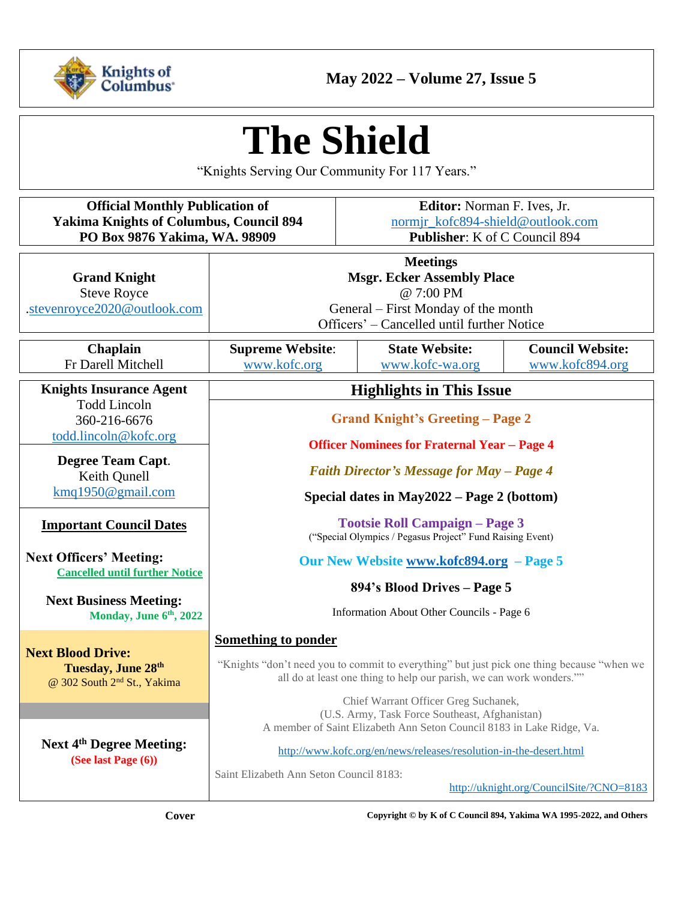Knights of Columbus

**May 2022 – Volume 27, Issue 5**

# The Shield

"Knights Serving Our Community For 117 Years."

| **Official Monthly Publication of Yakima Knights of Columbus, Council 894 PO Box 9876 Yakima, WA. 98909** | **Editor:** Norman F. Ives, Jr. normjr_kofc894-shield@outlook.com **Publisher**: K of C Council 894 |
|---|---|

| **Grand Knight** Steve Royce .stevenroyce2020@outlook.com | **Meetings** **Msgr. Ecker Assembly Place** @ 7:00 PM General – First Monday of the month Officers' – Cancelled until further Notice |
|---|---|

| **Chaplain** | **Supreme Website**: | **State Website:** | **Council Website:** |
|---|---|---|---|
| Fr Darell Mitchell | www.kofc.org | www.kofc-wa.org | www.kofc894.org |

**Knights Insurance Agent**
Todd Lincoln
360-216-6676
todd.lincoln@kofc.org

**Degree Team Capt.**
Keith Qunell
kmq1950@gmail.com

**Important Council Dates**

**Next Officers' Meeting:**
**Cancelled until further Notice**

**Next Business Meeting:**
**Monday, June 6th, 2022**

**Next Blood Drive:**
**Tuesday, June 28th**
@ 302 South 2nd St., Yakima

**Next 4th Degree Meeting:**
**(See last Page (6))**

## Highlights in This Issue

**Grand Knight's Greeting – Page 2**

**Officer Nominees for Fraternal Year – Page 4**

***Faith Director's Message for May – Page 4***

**Special dates in May2022 – Page 2 (bottom)**

**Tootsie Roll Campaign – Page 3**
("Special Olympics / Pegasus Project" Fund Raising Event)

**Our New Website www.kofc894.org – Page 5**

**894's Blood Drives – Page 5**

Information About Other Councils - Page 6

**Something to ponder**

"Knights "don't need you to commit to everything" but just pick one thing because "when we all do at least one thing to help our parish, we can work wonders.""

Chief Warrant Officer Greg Suchanek,
(U.S. Army, Task Force Southeast, Afghanistan)
A member of Saint Elizabeth Ann Seton Council 8183 in Lake Ridge, Va.

http://www.kofc.org/en/news/releases/resolution-in-the-desert.html

Saint Elizabeth Ann Seton Council 8183:
http://uknight.org/CouncilSite/?CNO=8183

Cover

Copyright © by K of C Council 894, Yakima WA 1995-2022, and Others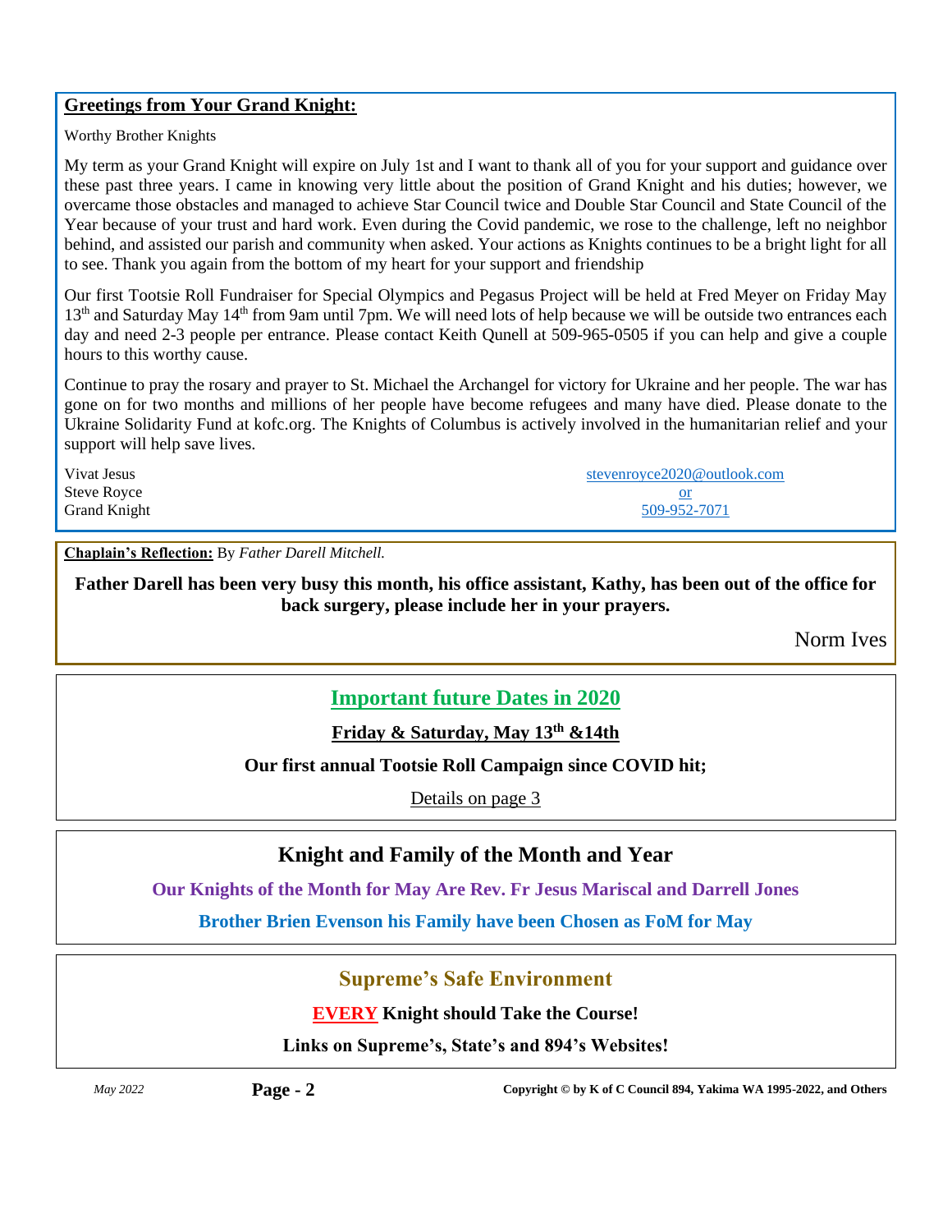## Greetings from Your Grand Knight:

Worthy Brother Knights

My term as your Grand Knight will expire on July 1st and I want to thank all of you for your support and guidance over these past three years. I came in knowing very little about the position of Grand Knight and his duties; however, we overcame those obstacles and managed to achieve Star Council twice and Double Star Council and State Council of the Year because of your trust and hard work. Even during the Covid pandemic, we rose to the challenge, left no neighbor behind, and assisted our parish and community when asked. Your actions as Knights continues to be a bright light for all to see. Thank you again from the bottom of my heart for your support and friendship

Our first Tootsie Roll Fundraiser for Special Olympics and Pegasus Project will be held at Fred Meyer on Friday May 13th and Saturday May 14th from 9am until 7pm. We will need lots of help because we will be outside two entrances each day and need 2-3 people per entrance. Please contact Keith Qunell at 509-965-0505 if you can help and give a couple hours to this worthy cause.

Continue to pray the rosary and prayer to St. Michael the Archangel for victory for Ukraine and her people. The war has gone on for two months and millions of her people have become refugees and many have died. Please donate to the Ukraine Solidarity Fund at kofc.org. The Knights of Columbus is actively involved in the humanitarian relief and your support will help save lives.

Vivat Jesus
Steve Royce
Grand Knight

stevenroyce2020@outlook.com
or
509-952-7071

**Chaplain's Reflection:** By *Father Darell Mitchell.*

**Father Darell has been very busy this month, his office assistant, Kathy, has been out of the office for back surgery, please include her in your prayers.**

Norm Ives

## Important future Dates in 2020

**Friday & Saturday, May 13th &14th**

**Our first annual Tootsie Roll Campaign since COVID hit;**

Details on page 3

## Knight and Family of the Month and Year

**Our Knights of the Month for May Are Rev. Fr Jesus Mariscal and Darrell Jones**

**Brother Brien Evenson his Family have been Chosen as FoM for May**

## Supreme's Safe Environment

**EVERY Knight should Take the Course!**

**Links on Supreme's, State's and 894's Websites!**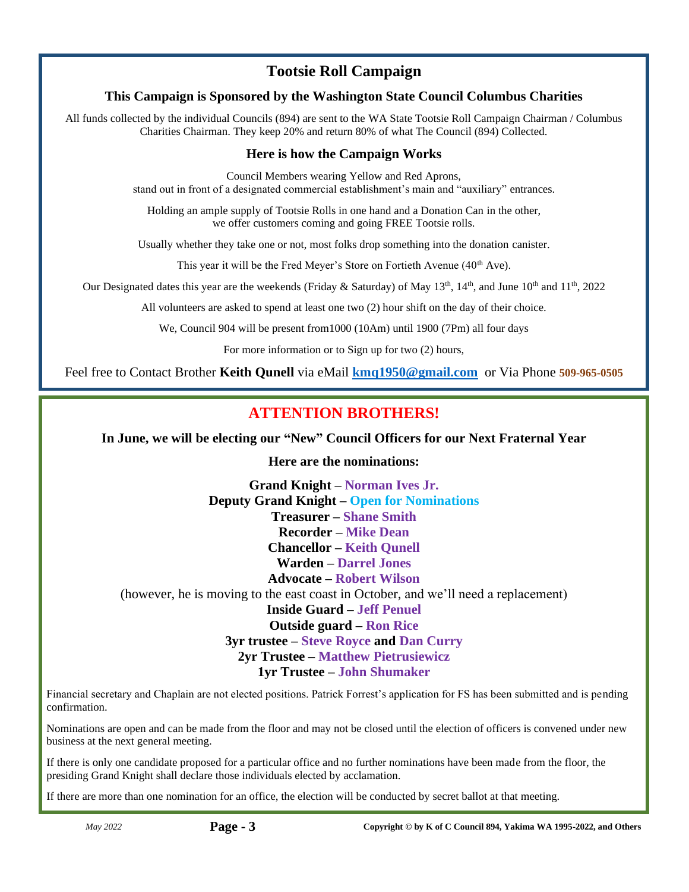## Tootsie Roll Campaign

### This Campaign is Sponsored by the Washington State Council Columbus Charities

All funds collected by the individual Councils (894) are sent to the WA State Tootsie Roll Campaign Chairman / Columbus Charities Chairman. They keep 20% and return 80% of what The Council (894) Collected.

### Here is how the Campaign Works

Council Members wearing Yellow and Red Aprons,
stand out in front of a designated commercial establishment's main and "auxiliary" entrances.

Holding an ample supply of Tootsie Rolls in one hand and a Donation Can in the other,
we offer customers coming and going FREE Tootsie rolls.

Usually whether they take one or not, most folks drop something into the donation canister.

This year it will be the Fred Meyer's Store on Fortieth Avenue (40th Ave).

Our Designated dates this year are the weekends (Friday & Saturday) of May 13th, 14th, and June 10th and 11th, 2022

All volunteers are asked to spend at least one two (2) hour shift on the day of their choice.

We, Council 904 will be present from1000 (10Am) until 1900 (7Pm) all four days

For more information or to Sign up for two (2) hours,

Feel free to Contact Brother **Keith Qunell** via eMail **kmq1950@gmail.com** or Via Phone **509-965-0505**

## ATTENTION BROTHERS!

**In June, we will be electing our "New" Council Officers for our Next Fraternal Year**

**Here are the nominations:**

**Grand Knight – Norman Ives Jr.**
**Deputy Grand Knight – Open for Nominations**
**Treasurer – Shane Smith**
**Recorder – Mike Dean**
**Chancellor – Keith Qunell**
**Warden – Darrel Jones**
**Advocate – Robert Wilson**
(however, he is moving to the east coast in October, and we'll need a replacement)
**Inside Guard – Jeff Penuel**
**Outside guard – Ron Rice**
**3yr trustee – Steve Royce and Dan Curry**
**2yr Trustee – Matthew Pietrusiewicz**
**1yr Trustee – John Shumaker**

Financial secretary and Chaplain are not elected positions. Patrick Forrest's application for FS has been submitted and is pending confirmation.

Nominations are open and can be made from the floor and may not be closed until the election of officers is convened under new business at the next general meeting.

If there is only one candidate proposed for a particular office and no further nominations have been made from the floor, the presiding Grand Knight shall declare those individuals elected by acclamation.

If there are more than one nomination for an office, the election will be conducted by secret ballot at that meeting.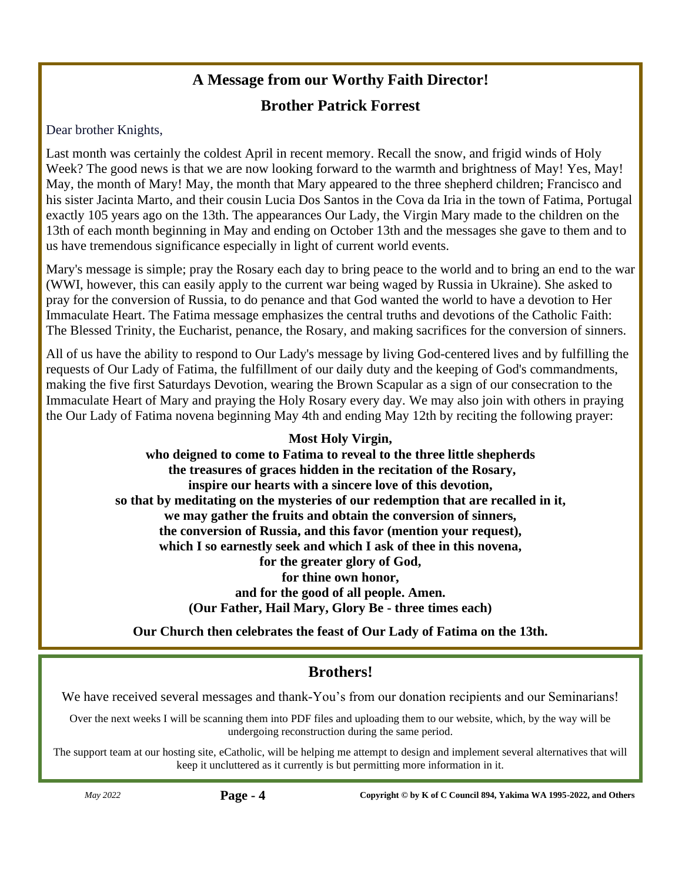## A Message from our Worthy Faith Director!

### Brother Patrick Forrest

Dear brother Knights,

Last month was certainly the coldest April in recent memory. Recall the snow, and frigid winds of Holy Week? The good news is that we are now looking forward to the warmth and brightness of May! Yes, May! May, the month of Mary! May, the month that Mary appeared to the three shepherd children; Francisco and his sister Jacinta Marto, and their cousin Lucia Dos Santos in the Cova da Iria in the town of Fatima, Portugal exactly 105 years ago on the 13th. The appearances Our Lady, the Virgin Mary made to the children on the 13th of each month beginning in May and ending on October 13th and the messages she gave to them and to us have tremendous significance especially in light of current world events.

Mary's message is simple; pray the Rosary each day to bring peace to the world and to bring an end to the war (WWI, however, this can easily apply to the current war being waged by Russia in Ukraine). She asked to pray for the conversion of Russia, to do penance and that God wanted the world to have a devotion to Her Immaculate Heart. The Fatima message emphasizes the central truths and devotions of the Catholic Faith: The Blessed Trinity, the Eucharist, penance, the Rosary, and making sacrifices for the conversion of sinners.

All of us have the ability to respond to Our Lady's message by living God-centered lives and by fulfilling the requests of Our Lady of Fatima, the fulfillment of our daily duty and the keeping of God's commandments, making the five first Saturdays Devotion, wearing the Brown Scapular as a sign of our consecration to the Immaculate Heart of Mary and praying the Holy Rosary every day. We may also join with others in praying the Our Lady of Fatima novena beginning May 4th and ending May 12th by reciting the following prayer:

**Most Holy Virgin,**
**who deigned to come to Fatima to reveal to the three little shepherds**
**the treasures of graces hidden in the recitation of the Rosary,**
**inspire our hearts with a sincere love of this devotion,**
**so that by meditating on the mysteries of our redemption that are recalled in it,**
**we may gather the fruits and obtain the conversion of sinners,**
**the conversion of Russia, and this favor (mention your request),**
**which I so earnestly seek and which I ask of thee in this novena,**
**for the greater glory of God,**
**for thine own honor,**
**and for the good of all people. Amen.**
**(Our Father, Hail Mary, Glory Be - three times each)**

**Our Church then celebrates the feast of Our Lady of Fatima on the 13th.**

## Brothers!

We have received several messages and thank-You's from our donation recipients and our Seminarians!

Over the next weeks I will be scanning them into PDF files and uploading them to our website, which, by the way will be undergoing reconstruction during the same period.

The support team at our hosting site, eCatholic, will be helping me attempt to design and implement several alternatives that will keep it uncluttered as it currently is but permitting more information in it.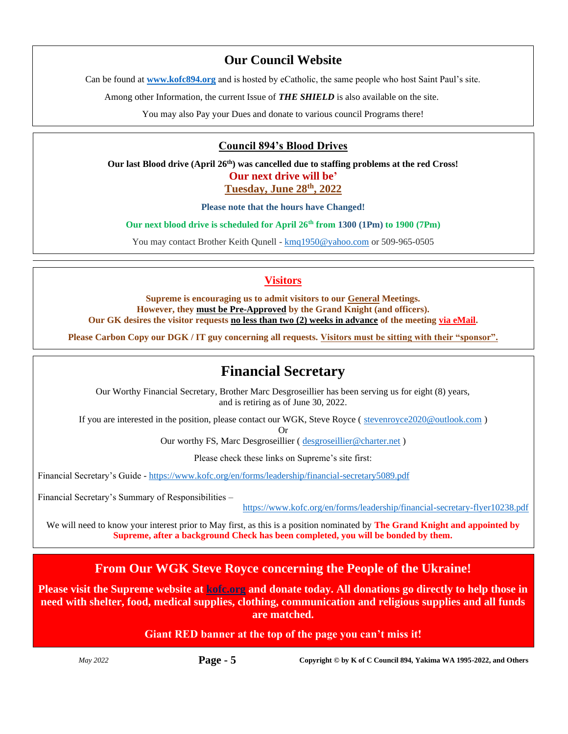## Our Council Website

Can be found at **www.kofc894.org** and is hosted by eCatholic, the same people who host Saint Paul's site.

Among other Information, the current Issue of ***THE SHIELD*** is also available on the site.

You may also Pay your Dues and donate to various council Programs there!

## Council 894's Blood Drives

**Our last Blood drive (April 26th) was cancelled due to staffing problems at the red Cross!**

**Our next drive will be'**

**Tuesday, June 28th, 2022**

**Please note that the hours have Changed!**

**Our next blood drive is scheduled for April 26th from 1300 (1Pm) to 1900 (7Pm)**

You may contact Brother Keith Qunell - kmq1950@yahoo.com or 509-965-0505

---

## Visitors

**Supreme is encouraging us to admit visitors to our General Meetings.**
**However, they must be Pre-Approved by the Grand Knight (and officers).**
**Our GK desires the visitor requests no less than two (2) weeks in advance of the meeting via eMail.**

**Please Carbon Copy our DGK / IT guy concerning all requests. Visitors must be sitting with their "sponsor".**

## Financial Secretary

Our Worthy Financial Secretary, Brother Marc Desgroseillier has been serving us for eight (8) years, and is retiring as of June 30, 2022.

If you are interested in the position, please contact our WGK, Steve Royce ( stevenroyce2020@outlook.com )
Or
Our worthy FS, Marc Desgroseillier ( desgroseillier@charter.net )

Please check these links on Supreme's site first:

Financial Secretary's Guide - https://www.kofc.org/en/forms/leadership/financial-secretary5089.pdf

Financial Secretary's Summary of Responsibilities – https://www.kofc.org/en/forms/leadership/financial-secretary-flyer10238.pdf

We will need to know your interest prior to May first, as this is a position nominated by **The Grand Knight and appointed by Supreme, after a background Check has been completed, you will be bonded by them.**

## From Our WGK Steve Royce concerning the People of the Ukraine!

**Please visit the Supreme website at kofc.org and donate today. All donations go directly to help those in need with shelter, food, medical supplies, clothing, communication and religious supplies and all funds are matched.**

**Giant RED banner at the top of the page you can't miss it!**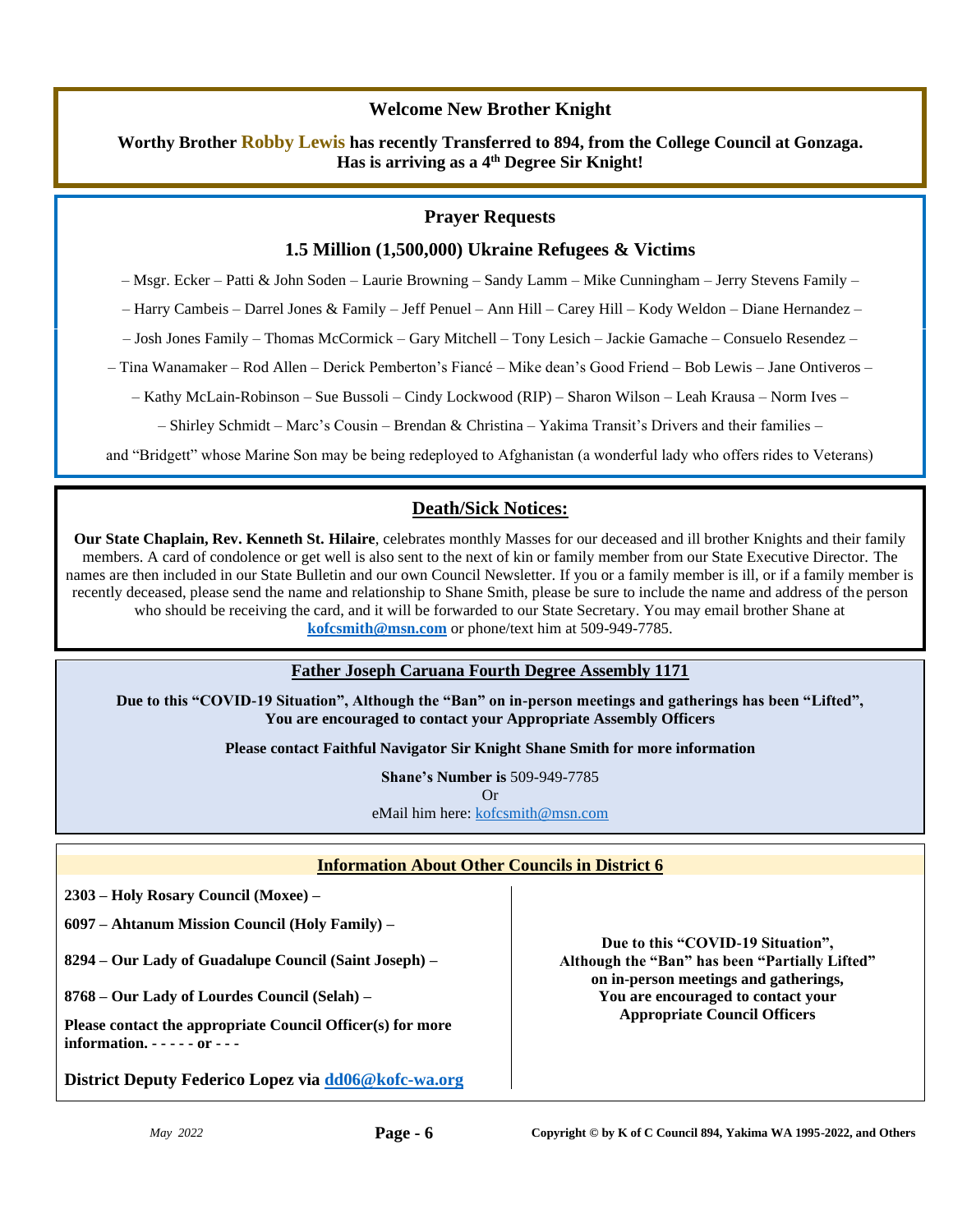## Welcome New Brother Knight

**Worthy Brother Robby Lewis has recently Transferred to 894, from the College Council at Gonzaga. Has is arriving as a 4th Degree Sir Knight!**

## Prayer Requests

### 1.5 Million (1,500,000) Ukraine Refugees & Victims

– Msgr. Ecker – Patti & John Soden – Laurie Browning – Sandy Lamm – Mike Cunningham – Jerry Stevens Family –

– Harry Cambeis – Darrel Jones & Family – Jeff Penuel – Ann Hill – Carey Hill – Kody Weldon – Diane Hernandez –

– Josh Jones Family – Thomas McCormick – Gary Mitchell – Tony Lesich – Jackie Gamache – Consuelo Resendez –

– Tina Wanamaker – Rod Allen – Derick Pemberton's Fiancé – Mike dean's Good Friend – Bob Lewis – Jane Ontiveros –

– Kathy McLain-Robinson – Sue Bussoli – Cindy Lockwood (RIP) – Sharon Wilson – Leah Krausa – Norm Ives –

– Shirley Schmidt – Marc's Cousin – Brendan & Christina – Yakima Transit's Drivers and their families –

and "Bridgett" whose Marine Son may be being redeployed to Afghanistan (a wonderful lady who offers rides to Veterans)

## Death/Sick Notices:

**Our State Chaplain, Rev. Kenneth St. Hilaire**, celebrates monthly Masses for our deceased and ill brother Knights and their family members. A card of condolence or get well is also sent to the next of kin or family member from our State Executive Director. The names are then included in our State Bulletin and our own Council Newsletter. If you or a family member is ill, or if a family member is recently deceased, please send the name and relationship to Shane Smith, please be sure to include the name and address of the person who should be receiving the card, and it will be forwarded to our State Secretary. You may email brother Shane at **kofcsmith@msn.com** or phone/text him at 509-949-7785.

## Father Joseph Caruana Fourth Degree Assembly 1171

**Due to this "COVID-19 Situation", Although the "Ban" on in-person meetings and gatherings has been "Lifted", You are encouraged to contact your Appropriate Assembly Officers**

**Please contact Faithful Navigator Sir Knight Shane Smith for more information**

**Shane's Number is** 509-949-7785
Or
eMail him here: kofcsmith@msn.com

## Information About Other Councils in District 6

**2303 – Holy Rosary Council (Moxee) –**

**6097 – Ahtanum Mission Council (Holy Family) –**

**8294 – Our Lady of Guadalupe Council (Saint Joseph) –**

**8768 – Our Lady of Lourdes Council (Selah) –**

**Please contact the appropriate Council Officer(s) for more information. - - - - - or - - -**

**District Deputy Federico Lopez via dd06@kofc-wa.org**

**Due to this "COVID-19 Situation", Although the "Ban" has been "Partially Lifted" on in-person meetings and gatherings, You are encouraged to contact your Appropriate Council Officers**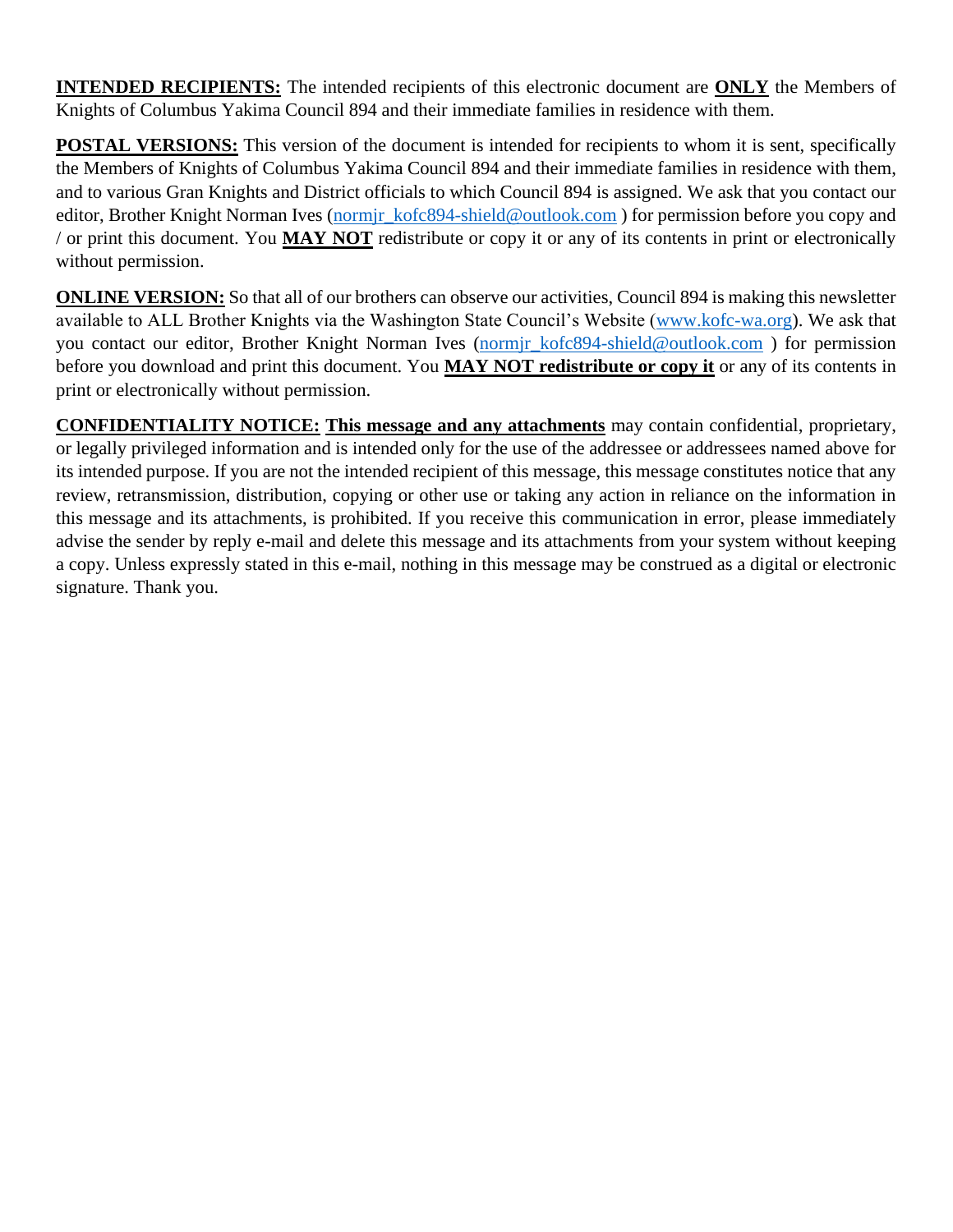**INTENDED RECIPIENTS:** The intended recipients of this electronic document are **ONLY** the Members of Knights of Columbus Yakima Council 894 and their immediate families in residence with them.

**POSTAL VERSIONS:** This version of the document is intended for recipients to whom it is sent, specifically the Members of Knights of Columbus Yakima Council 894 and their immediate families in residence with them, and to various Gran Knights and District officials to which Council 894 is assigned. We ask that you contact our editor, Brother Knight Norman Ives (normjr_kofc894-shield@outlook.com ) for permission before you copy and / or print this document. You **MAY NOT** redistribute or copy it or any of its contents in print or electronically without permission.

**ONLINE VERSION:** So that all of our brothers can observe our activities, Council 894 is making this newsletter available to ALL Brother Knights via the Washington State Council's Website (www.kofc-wa.org). We ask that you contact our editor, Brother Knight Norman Ives (normjr_kofc894-shield@outlook.com ) for permission before you download and print this document. You **MAY NOT redistribute or copy it** or any of its contents in print or electronically without permission.

**CONFIDENTIALITY NOTICE:** **This message and any attachments** may contain confidential, proprietary, or legally privileged information and is intended only for the use of the addressee or addressees named above for its intended purpose. If you are not the intended recipient of this message, this message constitutes notice that any review, retransmission, distribution, copying or other use or taking any action in reliance on the information in this message and its attachments, is prohibited. If you receive this communication in error, please immediately advise the sender by reply e-mail and delete this message and its attachments from your system without keeping a copy. Unless expressly stated in this e-mail, nothing in this message may be construed as a digital or electronic signature. Thank you.